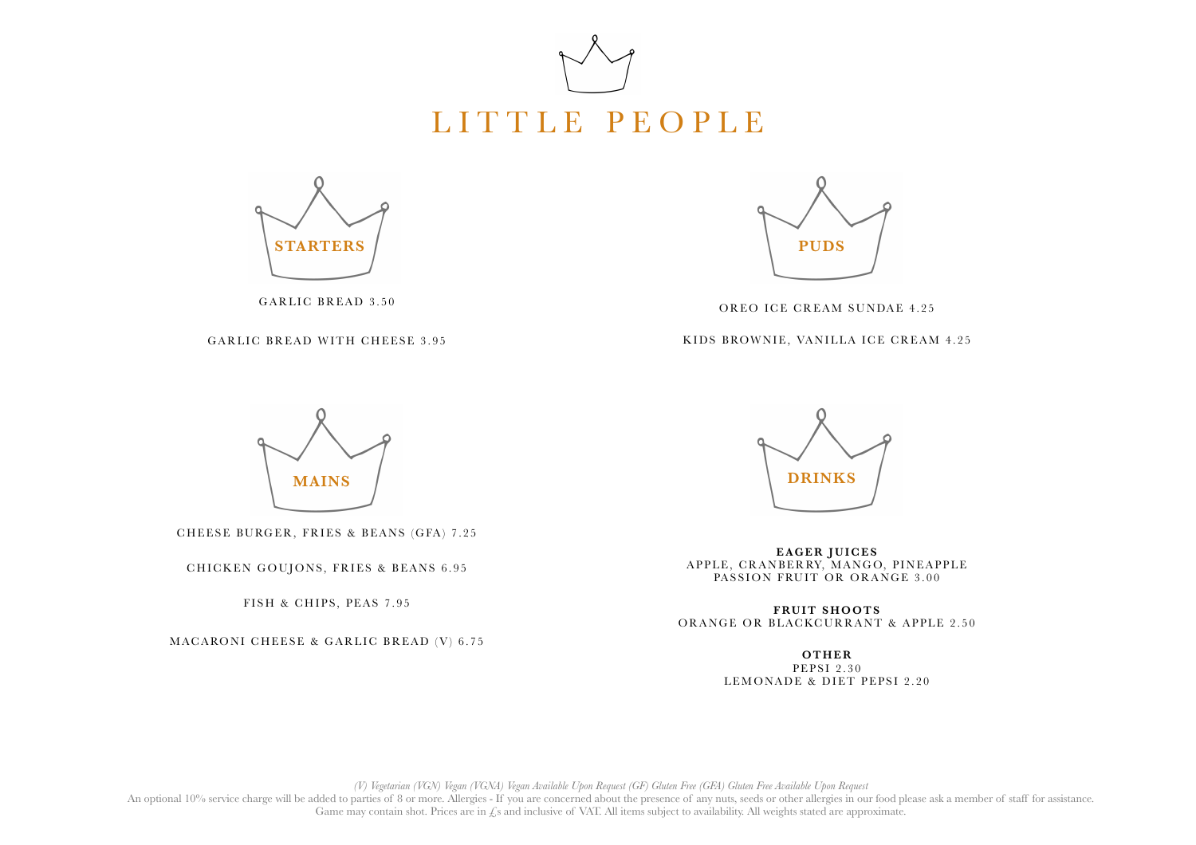# LITTLE PEOPLE

## STARTERS

GARLIC BREAD 3.50

GARLIC BREAD WITH CHEESE 3.95

## MAINS

CHEESE BURGER, FRIES & BEANS (GFA) 7.25

CHICKEN GOUJONS, FRIES & BEANS 6.95

FISH & CHIPS, PEAS 7.95

MACARONI CHEESE & GARLIC BREAD (V) 6.75

## PUDS

OREO ICE CREAM SUNDAE 4.25

KIDS BROWNIE, VANILLA ICE CREAM 4.25

## DRINKS

**EAGER JUICES**
APPLE, CRANBERRY, MANGO, PINEAPPLE
PASSION FRUIT OR ORANGE 3.00

**FRUIT SHOOTS**
ORANGE OR BLACKCURRANT & APPLE 2.50

**OTHER**
PEPSI 2.30
LEMONADE & DIET PEPSI 2.20

*(V) Vegetarian (VGN) Vegan (VGNA) Vegan Available Upon Request (GF) Gluten Free (GFA) Gluten Free Available Upon Request*

An optional 10% service charge will be added to parties of 8 or more. Allergies - If you are concerned about the presence of any nuts, seeds or other allergies in our food please ask a member of staff for assistance. Game may contain shot. Prices are in £s and inclusive of VAT. All items subject to availability. All weights stated are approximate.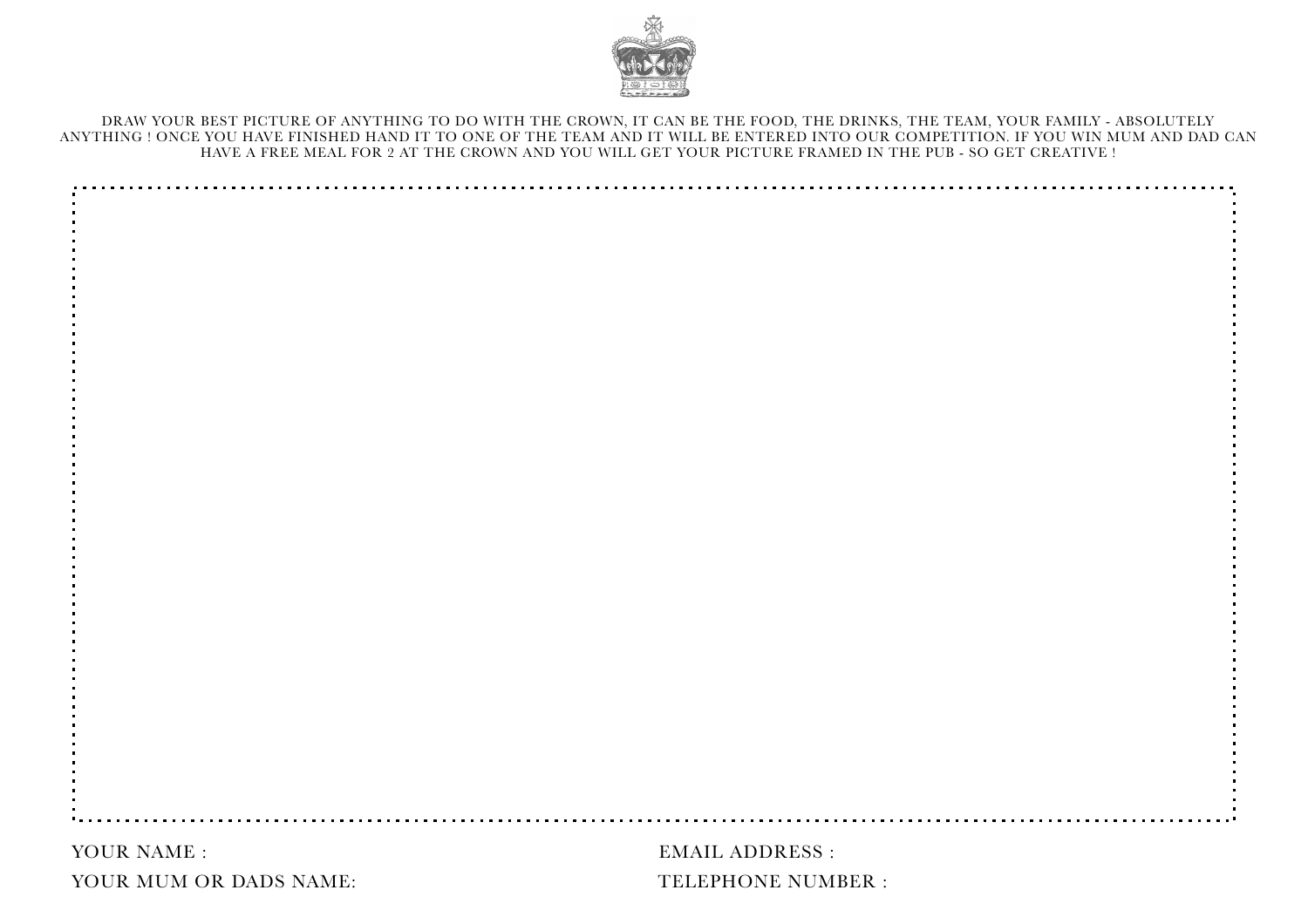DRAW YOUR BEST PICTURE OF ANYTHING TO DO WITH THE CROWN, IT CAN BE THE FOOD, THE DRINKS, THE TEAM, YOUR FAMILY - ABSOLUTELY ANYTHING ! ONCE YOU HAVE FINISHED HAND IT TO ONE OF THE TEAM AND IT WILL BE ENTERED INTO OUR COMPETITION. IF YOU WIN MUM AND DAD CAN HAVE A FREE MEAL FOR 2 AT THE CROWN AND YOU WILL GET YOUR PICTURE FRAMED IN THE PUB - SO GET CREATIVE !

YOUR NAME :

EMAIL ADDRESS :

YOUR MUM OR DADS NAME:

TELEPHONE NUMBER :